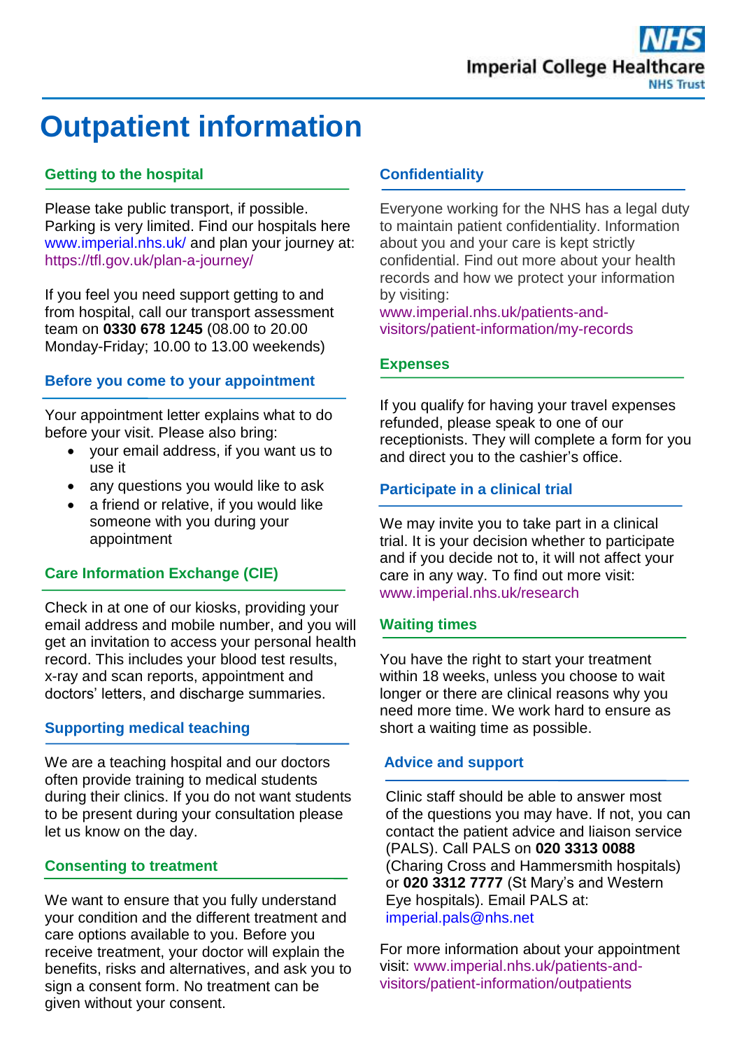# Outpatient information

## Getting to the hospital

Please take public transport, if possible. Parking is very limited. Find our hospitals here www.imperial.nhs.uk/ and plan your journey at: https://tfl.gov.uk/plan-a-journey/

If you feel you need support getting to and from hospital, call our transport assessment team on **0330 678 1245** (08.00 to 20.00 Monday-Friday; 10.00 to 13.00 weekends)

## Before you come to your appointment

Your appointment letter explains what to do before your visit. Please also bring:

- your email address, if you want us to use it
- any questions you would like to ask
- a friend or relative, if you would like someone with you during your appointment

## Care Information Exchange (CIE)

Check in at one of our kiosks, providing your email address and mobile number, and you will get an invitation to access your personal health record. This includes your blood test results, x-ray and scan reports, appointment and doctors' letters, and discharge summaries.

## Supporting medical teaching

We are a teaching hospital and our doctors often provide training to medical students during their clinics. If you do not want students to be present during your consultation please let us know on the day.

## Consenting to treatment

We want to ensure that you fully understand your condition and the different treatment and care options available to you. Before you receive treatment, your doctor will explain the benefits, risks and alternatives, and ask you to sign a consent form. No treatment can be given without your consent.

## Confidentiality

Everyone working for the NHS has a legal duty to maintain patient confidentiality. Information about you and your care is kept strictly confidential. Find out more about your health records and how we protect your information by visiting:
www.imperial.nhs.uk/patients-and-visitors/patient-information/my-records

## Expenses

If you qualify for having your travel expenses refunded, please speak to one of our receptionists. They will complete a form for you and direct you to the cashier's office.

## Participate in a clinical trial

We may invite you to take part in a clinical trial. It is your decision whether to participate and if you decide not to, it will not affect your care in any way. To find out more visit:
www.imperial.nhs.uk/research

## Waiting times

You have the right to start your treatment within 18 weeks, unless you choose to wait longer or there are clinical reasons why you need more time. We work hard to ensure as short a waiting time as possible.

## Advice and support

Clinic staff should be able to answer most of the questions you may have. If not, you can contact the patient advice and liaison service (PALS). Call PALS on **020 3313 0088** (Charing Cross and Hammersmith hospitals) or **020 3312 7777** (St Mary's and Western Eye hospitals). Email PALS at:
imperial.pals@nhs.net

For more information about your appointment visit: www.imperial.nhs.uk/patients-and-visitors/patient-information/outpatients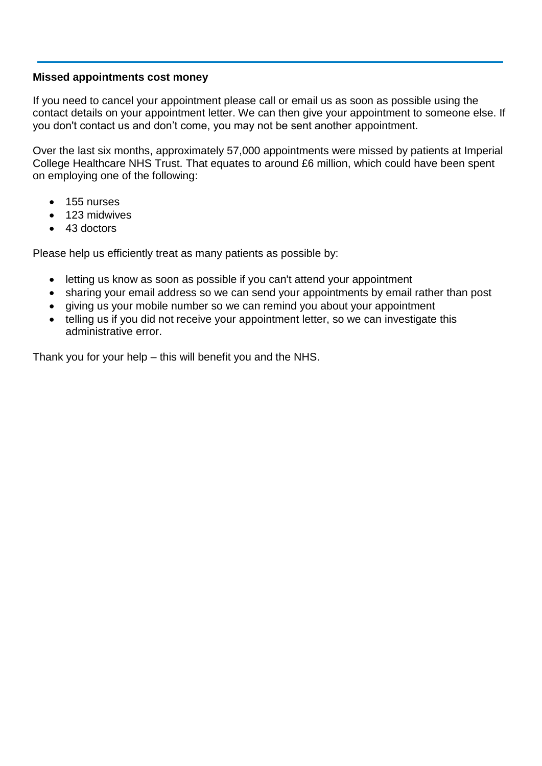**Missed appointments cost money**

If you need to cancel your appointment please call or email us as soon as possible using the contact details on your appointment letter. We can then give your appointment to someone else. If you don't contact us and don't come, you may not be sent another appointment.

Over the last six months, approximately 57,000 appointments were missed by patients at Imperial College Healthcare NHS Trust. That equates to around £6 million, which could have been spent on employing one of the following:

- 155 nurses
- 123 midwives
- 43 doctors

Please help us efficiently treat as many patients as possible by:

- letting us know as soon as possible if you can't attend your appointment
- sharing your email address so we can send your appointments by email rather than post
- giving us your mobile number so we can remind you about your appointment
- telling us if you did not receive your appointment letter, so we can investigate this administrative error.

Thank you for your help – this will benefit you and the NHS.